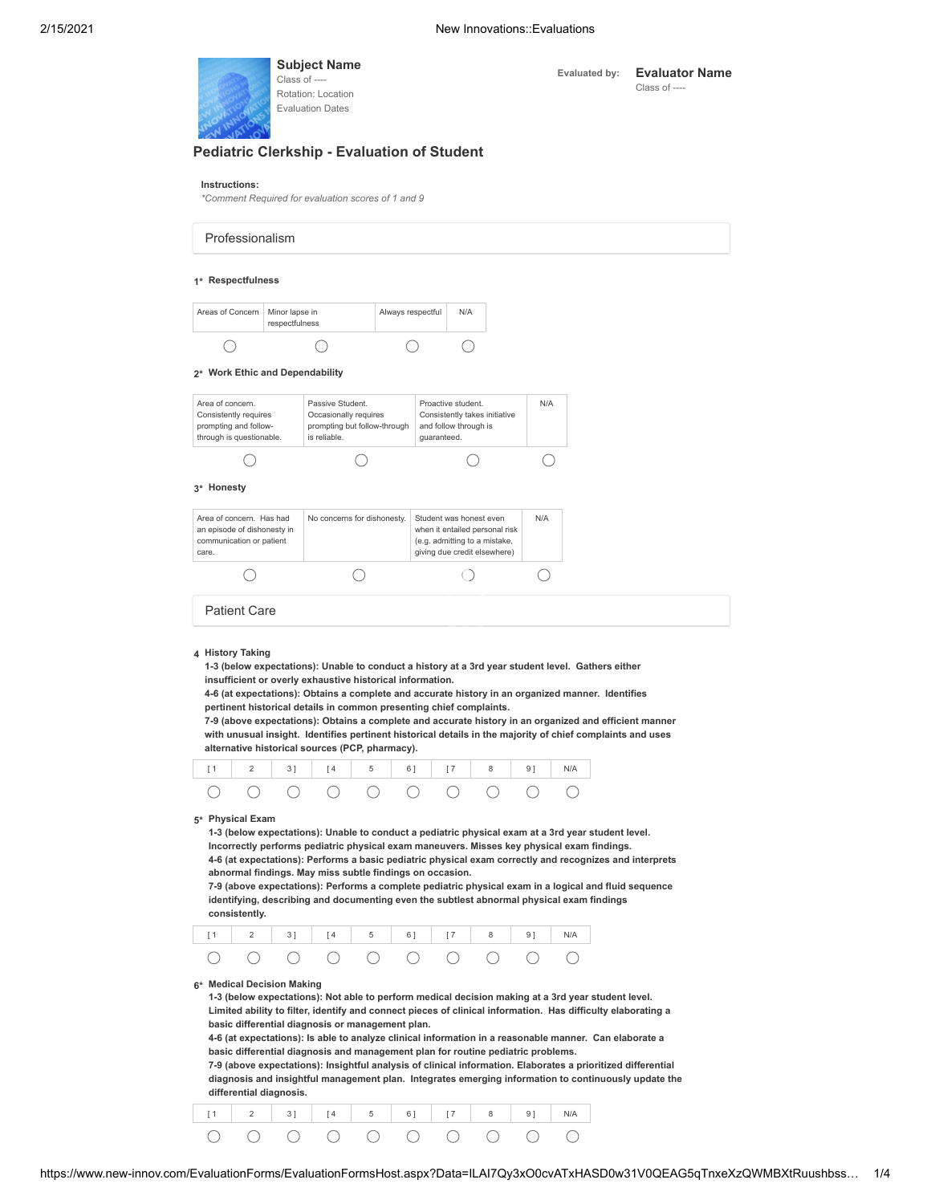**Subject Name**
Class of ----
Rotation: Location
Evaluation Dates

Evaluated by: **Evaluator Name**
Class of ----

## Pediatric Clerkship - Evaluation of Student

**Instructions:**
*\*Comment Required for evaluation scores of 1 and 9*

### Professionalism

**1\* Respectfulness**

| Areas of Concern | Minor lapse in respectfulness | Always respectful | N/A |
|---|---|---|---|
| ◯ | ◯ | ◯ | ◯ |

**2\* Work Ethic and Dependability**

| Area of concern. Consistently requires prompting and follow-through is questionable. | Passive Student. Occasionally requires prompting but follow-through is reliable. | Proactive student. Consistently takes initiative and follow through is guaranteed. | N/A |
|---|---|---|---|
| ◯ | ◯ | ◯ | ◯ |

**3\* Honesty**

| Area of concern. Has had an episode of dishonesty in communication or patient care. | No concerns for dishonesty. | Student was honest even when it entailed personal risk (e.g. admitting to a mistake, giving due credit elsewhere) | N/A |
|---|---|---|---|
| ◯ | ◯ | ◯ | ◯ |

### Patient Care

**4 History Taking**

**1-3 (below expectations): Unable to conduct a history at a 3rd year student level. Gathers either insufficient or overly exhaustive historical information.**
**4-6 (at expectations): Obtains a complete and accurate history in an organized manner. Identifies pertinent historical details in common presenting chief complaints.**
**7-9 (above expectations): Obtains a complete and accurate history in an organized and efficient manner with unusual insight. Identifies pertinent historical details in the majority of chief complaints and uses alternative historical sources (PCP, pharmacy).**

| [ 1 | 2 | 3 ] | [ 4 | 5 | 6 ] | [ 7 | 8 | 9 ] | N/A |
|---|---|---|---|---|---|---|---|---|---|
| ◯ | ◯ | ◯ | ◯ | ◯ | ◯ | ◯ | ◯ | ◯ | ◯ |

**5\* Physical Exam**

**1-3 (below expectations): Unable to conduct a pediatric physical exam at a 3rd year student level. Incorrectly performs pediatric physical exam maneuvers. Misses key physical exam findings.**
**4-6 (at expectations): Performs a basic pediatric physical exam correctly and recognizes and interprets abnormal findings. May miss subtle findings on occasion.**
**7-9 (above expectations): Performs a complete pediatric physical exam in a logical and fluid sequence identifying, describing and documenting even the subtlest abnormal physical exam findings consistently.**

| [ 1 | 2 | 3 ] | [ 4 | 5 | 6 ] | [ 7 | 8 | 9 ] | N/A |
|---|---|---|---|---|---|---|---|---|---|
| ◯ | ◯ | ◯ | ◯ | ◯ | ◯ | ◯ | ◯ | ◯ | ◯ |

**6\* Medical Decision Making**

**1-3 (below expectations): Not able to perform medical decision making at a 3rd year student level. Limited ability to filter, identify and connect pieces of clinical information. Has difficulty elaborating a basic differential diagnosis or management plan.**
**4-6 (at expectations): Is able to analyze clinical information in a reasonable manner. Can elaborate a basic differential diagnosis and management plan for routine pediatric problems.**
**7-9 (above expectations): Insightful analysis of clinical information. Elaborates a prioritized differential diagnosis and insightful management plan. Integrates emerging information to continuously update the differential diagnosis.**

| [ 1 | 2 | 3 ] | [ 4 | 5 | 6 ] | [ 7 | 8 | 9 ] | N/A |
|---|---|---|---|---|---|---|---|---|---|
| ◯ | ◯ | ◯ | ◯ | ◯ | ◯ | ◯ | ◯ | ◯ | ◯ |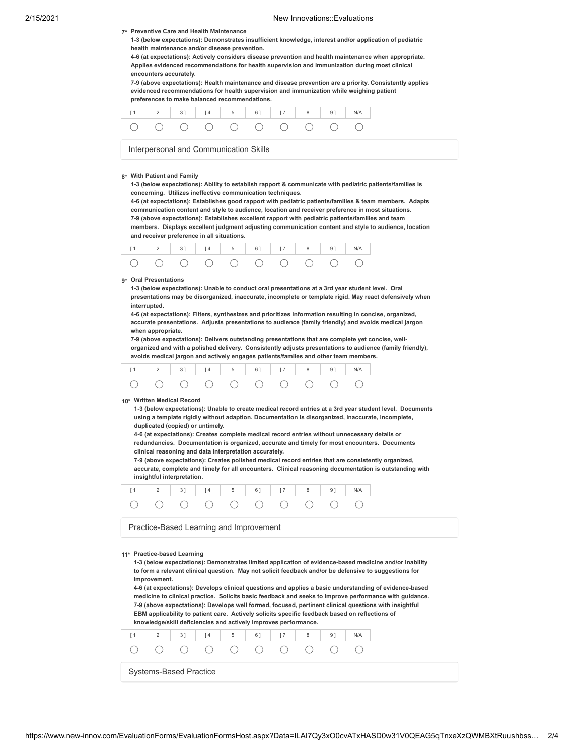**7\* Preventive Care and Health Maintenance**

**1-3 (below expectations): Demonstrates insufficient knowledge, interest and/or application of pediatric health maintenance and/or disease prevention.**

**4-6 (at expectations): Actively considers disease prevention and health maintenance when appropriate. Applies evidenced recommendations for health supervision and immunization during most clinical encounters accurately.**

**7-9 (above expectations): Health maintenance and disease prevention are a priority. Consistently applies evidenced recommendations for health supervision and immunization while weighing patient preferences to make balanced recommendations.**

| [ 1 | 2 | 3 ] | [ 4 | 5 | 6 ] | [ 7 | 8 | 9 ] | N/A |
|---|---|---|---|---|---|---|---|---|---|
| ◯ | ◯ | ◯ | ◯ | ◯ | ◯ | ◯ | ◯ | ◯ | ◯ |

## Interpersonal and Communication Skills

**8\* With Patient and Family**

**1-3 (below expectations): Ability to establish rapport & communicate with pediatric patients/families is concerning. Utilizes ineffective communication techniques.**

**4-6 (at expectations): Establishes good rapport with pediatric patients/families & team members. Adapts communication content and style to audience, location and receiver preference in most situations.**

**7-9 (above expectations): Establishes excellent rapport with pediatric patients/families and team members. Displays excellent judgment adjusting communication content and style to audience, location and receiver preference in all situations.**

| [ 1 | 2 | 3 ] | [ 4 | 5 | 6 ] | [ 7 | 8 | 9 ] | N/A |
|---|---|---|---|---|---|---|---|---|---|
| ◯ | ◯ | ◯ | ◯ | ◯ | ◯ | ◯ | ◯ | ◯ | ◯ |

**9\* Oral Presentations**

**1-3 (below expectations): Unable to conduct oral presentations at a 3rd year student level. Oral presentations may be disorganized, inaccurate, incomplete or template rigid. May react defensively when interrupted.**

**4-6 (at expectations): Filters, synthesizes and prioritizes information resulting in concise, organized, accurate presentations. Adjusts presentations to audience (family friendly) and avoids medical jargon when appropriate.**

**7-9 (above expectations): Delivers outstanding presentations that are complete yet concise, well-organized and with a polished delivery. Consistently adjusts presentations to audience (family friendly), avoids medical jargon and actively engages patients/familes and other team members.**

| [ 1 | 2 | 3 ] | [ 4 | 5 | 6 ] | [ 7 | 8 | 9 ] | N/A |
|---|---|---|---|---|---|---|---|---|---|
| ◯ | ◯ | ◯ | ◯ | ◯ | ◯ | ◯ | ◯ | ◯ | ◯ |

**10\* Written Medical Record**

**1-3 (below expectations): Unable to create medical record entries at a 3rd year student level. Documents using a template rigidly without adaption. Documentation is disorganized, inaccurate, incomplete, duplicated (copied) or untimely.**

**4-6 (at expectations): Creates complete medical record entries without unnecessary details or redundancies. Documentation is organized, accurate and timely for most encounters. Documents clinical reasoning and data interpretation accurately.**

**7-9 (above expectations): Creates polished medical record entries that are consistently organized, accurate, complete and timely for all encounters. Clinical reasoning documentation is outstanding with insightful interpretation.**

| [ 1 | 2 | 3 ] | [ 4 | 5 | 6 ] | [ 7 | 8 | 9 ] | N/A |
|---|---|---|---|---|---|---|---|---|---|
| ◯ | ◯ | ◯ | ◯ | ◯ | ◯ | ◯ | ◯ | ◯ | ◯ |

## Practice-Based Learning and Improvement

**11\* Practice-based Learning**

**1-3 (below expectations): Demonstrates limited application of evidence-based medicine and/or inability to form a relevant clinical question. May not solicit feedback and/or be defensive to suggestions for improvement.**

**4-6 (at expectations): Develops clinical questions and applies a basic understanding of evidence-based medicine to clinical practice. Solicits basic feedback and seeks to improve performance with guidance.**

**7-9 (above expectations): Develops well formed, focused, pertinent clinical questions with insightful EBM applicability to patient care. Actively solicits specific feedback based on reflections of knowledge/skill deficiencies and actively improves performance.**

| [ 1 | 2 | 3 ] | [ 4 | 5 | 6 ] | [ 7 | 8 | 9 ] | N/A |
|---|---|---|---|---|---|---|---|---|---|
| ◯ | ◯ | ◯ | ◯ | ◯ | ◯ | ◯ | ◯ | ◯ | ◯ |

## Systems-Based Practice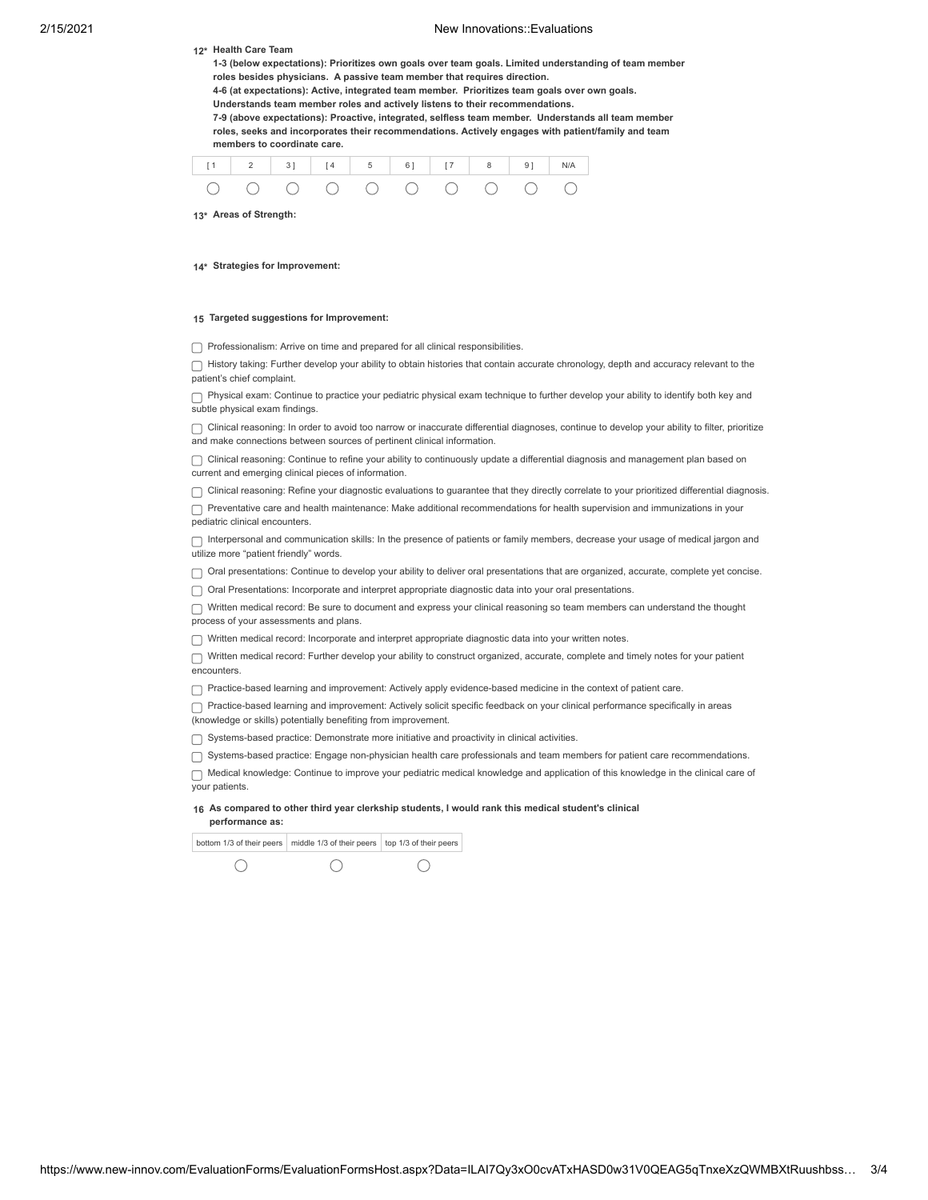**12\* Health Care Team**

**1-3 (below expectations): Prioritizes own goals over team goals. Limited understanding of team member roles besides physicians. A passive team member that requires direction.**
**4-6 (at expectations): Active, integrated team member. Prioritizes team goals over own goals. Understands team member roles and actively listens to their recommendations.**
**7-9 (above expectations): Proactive, integrated, selfless team member. Understands all team member roles, seeks and incorporates their recommendations. Actively engages with patient/family and team members to coordinate care.**

| [ 1 | 2 | 3 ] | [ 4 | 5 | 6 ] | [ 7 | 8 | 9 ] | N/A |
|---|---|---|---|---|---|---|---|---|---|
| ◯ | ◯ | ◯ | ◯ | ◯ | ◯ | ◯ | ◯ | ◯ | ◯ |

**13\* Areas of Strength:**

**14\* Strategies for Improvement:**

**15 Targeted suggestions for Improvement:**

- ☐ Professionalism: Arrive on time and prepared for all clinical responsibilities.
- ☐ History taking: Further develop your ability to obtain histories that contain accurate chronology, depth and accuracy relevant to the patient's chief complaint.
- ☐ Physical exam: Continue to practice your pediatric physical exam technique to further develop your ability to identify both key and subtle physical exam findings.
- ☐ Clinical reasoning: In order to avoid too narrow or inaccurate differential diagnoses, continue to develop your ability to filter, prioritize and make connections between sources of pertinent clinical information.
- ☐ Clinical reasoning: Continue to refine your ability to continuously update a differential diagnosis and management plan based on current and emerging clinical pieces of information.
- ☐ Clinical reasoning: Refine your diagnostic evaluations to guarantee that they directly correlate to your prioritized differential diagnosis.
- ☐ Preventative care and health maintenance: Make additional recommendations for health supervision and immunizations in your pediatric clinical encounters.
- ☐ Interpersonal and communication skills: In the presence of patients or family members, decrease your usage of medical jargon and utilize more "patient friendly" words.
- ☐ Oral presentations: Continue to develop your ability to deliver oral presentations that are organized, accurate, complete yet concise.
- ☐ Oral Presentations: Incorporate and interpret appropriate diagnostic data into your oral presentations.
- ☐ Written medical record: Be sure to document and express your clinical reasoning so team members can understand the thought process of your assessments and plans.
- ☐ Written medical record: Incorporate and interpret appropriate diagnostic data into your written notes.
- ☐ Written medical record: Further develop your ability to construct organized, accurate, complete and timely notes for your patient encounters.
- ☐ Practice-based learning and improvement: Actively apply evidence-based medicine in the context of patient care.
- ☐ Practice-based learning and improvement: Actively solicit specific feedback on your clinical performance specifically in areas (knowledge or skills) potentially benefiting from improvement.
- ☐ Systems-based practice: Demonstrate more initiative and proactivity in clinical activities.
- ☐ Systems-based practice: Engage non-physician health care professionals and team members for patient care recommendations.
- ☐ Medical knowledge: Continue to improve your pediatric medical knowledge and application of this knowledge in the clinical care of your patients.

**16 As compared to other third year clerkship students, I would rank this medical student's clinical performance as:**

| bottom 1/3 of their peers | middle 1/3 of their peers | top 1/3 of their peers |
|---|---|---|
| ◯ | ◯ | ◯ |